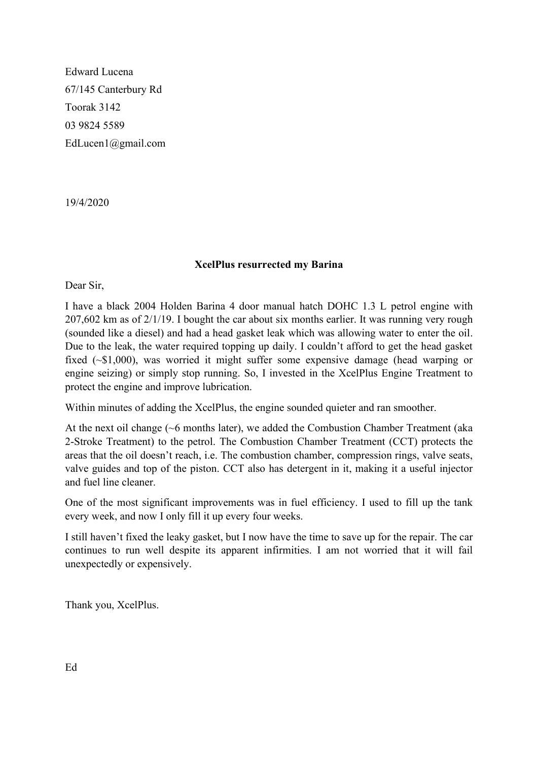Edward Lucena

67/145 Canterbury Rd

Toorak 3142

03 9824 5589

EdLucen1@gmail.com

19/4/2020

**XcelPlus resurrected my Barina**

Dear Sir,

I have a black 2004 Holden Barina 4 door manual hatch DOHC 1.3 L petrol engine with 207,602 km as of 2/1/19. I bought the car about six months earlier. It was running very rough (sounded like a diesel) and had a head gasket leak which was allowing water to enter the oil. Due to the leak, the water required topping up daily. I couldn't afford to get the head gasket fixed (~$1,000), was worried it might suffer some expensive damage (head warping or engine seizing) or simply stop running. So, I invested in the XcelPlus Engine Treatment to protect the engine and improve lubrication.

Within minutes of adding the XcelPlus, the engine sounded quieter and ran smoother.

At the next oil change (~6 months later), we added the Combustion Chamber Treatment (aka 2-Stroke Treatment) to the petrol. The Combustion Chamber Treatment (CCT) protects the areas that the oil doesn't reach, i.e. The combustion chamber, compression rings, valve seats, valve guides and top of the piston. CCT also has detergent in it, making it a useful injector and fuel line cleaner.

One of the most significant improvements was in fuel efficiency. I used to fill up the tank every week, and now I only fill it up every four weeks.

I still haven't fixed the leaky gasket, but I now have the time to save up for the repair. The car continues to run well despite its apparent infirmities. I am not worried that it will fail unexpectedly or expensively.

Thank you, XcelPlus.

Ed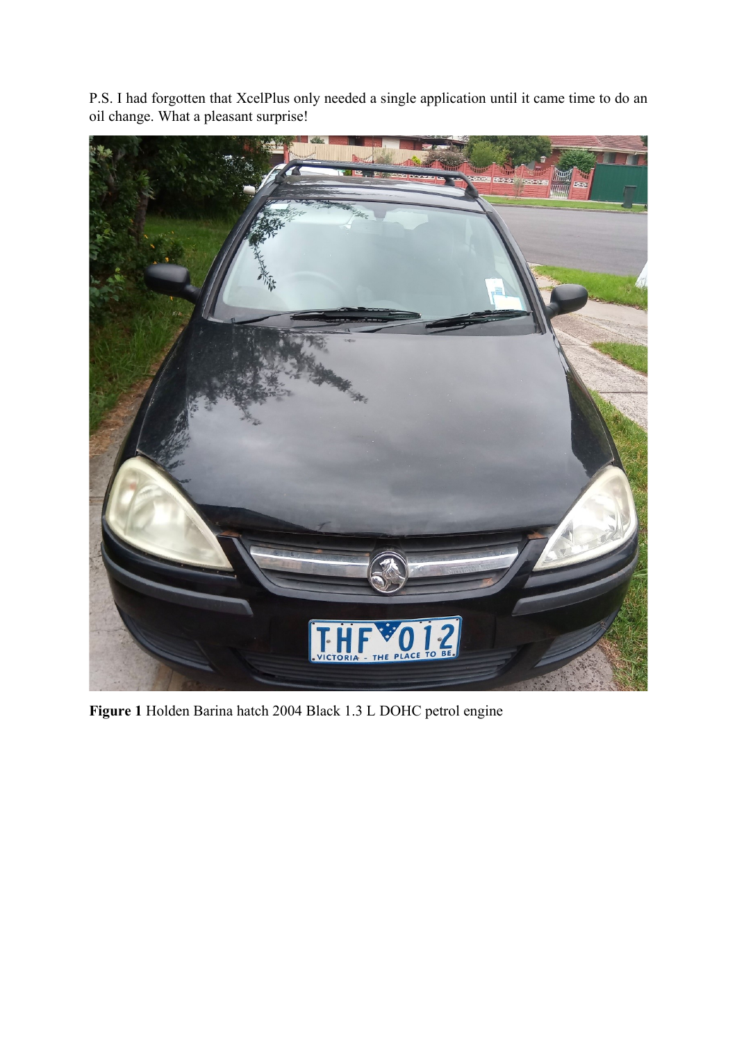P.S. I had forgotten that XcelPlus only needed a single application until it came time to do an oil change. What a pleasant surprise!

**Figure 1** Holden Barina hatch 2004 Black 1.3 L DOHC petrol engine